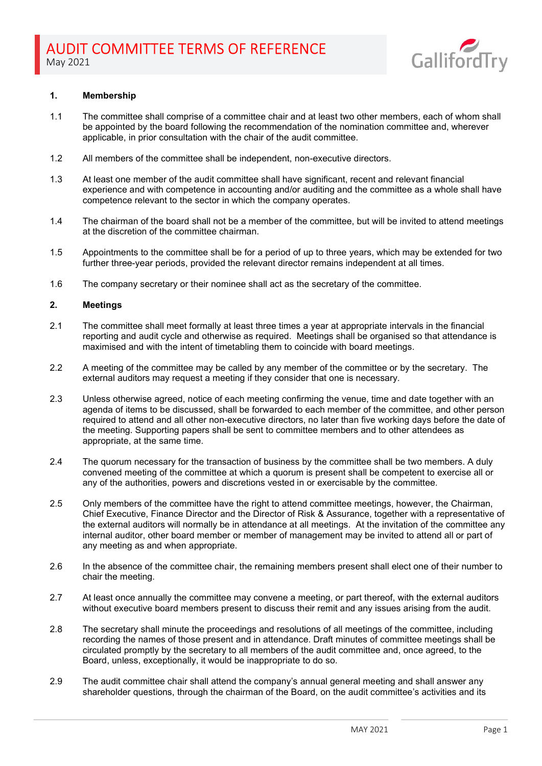# AUDIT COMMITTEE TERMS OF REFERENCE

May 2021

## 1. Membership

1.1 The committee shall comprise of a committee chair and at least two other members, each of whom shall be appointed by the board following the recommendation of the nomination committee and, wherever applicable, in prior consultation with the chair of the audit committee.

1.2 All members of the committee shall be independent, non-executive directors.

1.3 At least one member of the audit committee shall have significant, recent and relevant financial experience and with competence in accounting and/or auditing and the committee as a whole shall have competence relevant to the sector in which the company operates.

1.4 The chairman of the board shall not be a member of the committee, but will be invited to attend meetings at the discretion of the committee chairman.

1.5 Appointments to the committee shall be for a period of up to three years, which may be extended for two further three-year periods, provided the relevant director remains independent at all times.

1.6 The company secretary or their nominee shall act as the secretary of the committee.

## 2. Meetings

2.1 The committee shall meet formally at least three times a year at appropriate intervals in the financial reporting and audit cycle and otherwise as required. Meetings shall be organised so that attendance is maximised and with the intent of timetabling them to coincide with board meetings.

2.2 A meeting of the committee may be called by any member of the committee or by the secretary. The external auditors may request a meeting if they consider that one is necessary.

2.3 Unless otherwise agreed, notice of each meeting confirming the venue, time and date together with an agenda of items to be discussed, shall be forwarded to each member of the committee, and other person required to attend and all other non-executive directors, no later than five working days before the date of the meeting. Supporting papers shall be sent to committee members and to other attendees as appropriate, at the same time.

2.4 The quorum necessary for the transaction of business by the committee shall be two members. A duly convened meeting of the committee at which a quorum is present shall be competent to exercise all or any of the authorities, powers and discretions vested in or exercisable by the committee.

2.5 Only members of the committee have the right to attend committee meetings, however, the Chairman, Chief Executive, Finance Director and the Director of Risk & Assurance, together with a representative of the external auditors will normally be in attendance at all meetings. At the invitation of the committee any internal auditor, other board member or member of management may be invited to attend all or part of any meeting as and when appropriate.

2.6 In the absence of the committee chair, the remaining members present shall elect one of their number to chair the meeting.

2.7 At least once annually the committee may convene a meeting, or part thereof, with the external auditors without executive board members present to discuss their remit and any issues arising from the audit.

2.8 The secretary shall minute the proceedings and resolutions of all meetings of the committee, including recording the names of those present and in attendance. Draft minutes of committee meetings shall be circulated promptly by the secretary to all members of the audit committee and, once agreed, to the Board, unless, exceptionally, it would be inappropriate to do so.

2.9 The audit committee chair shall attend the company's annual general meeting and shall answer any shareholder questions, through the chairman of the Board, on the audit committee's activities and its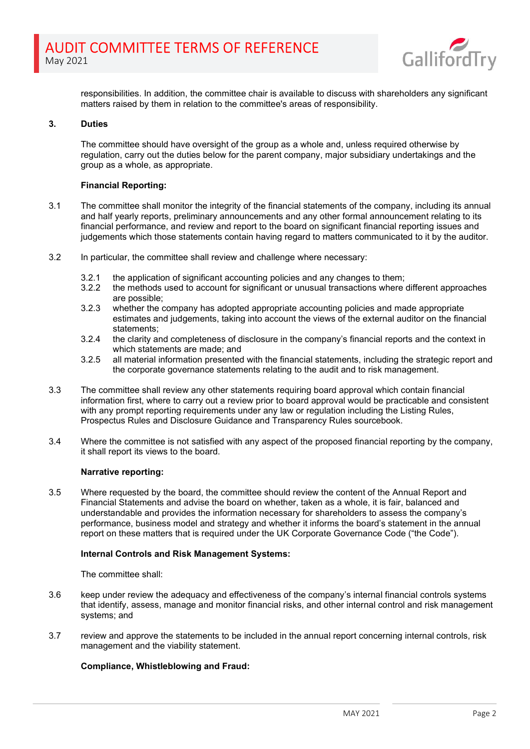responsibilities. In addition, the committee chair is available to discuss with shareholders any significant matters raised by them in relation to the committee's areas of responsibility.

## 3. Duties

The committee should have oversight of the group as a whole and, unless required otherwise by regulation, carry out the duties below for the parent company, major subsidiary undertakings and the group as a whole, as appropriate.

**Financial Reporting:**

3.1 The committee shall monitor the integrity of the financial statements of the company, including its annual and half yearly reports, preliminary announcements and any other formal announcement relating to its financial performance, and review and report to the board on significant financial reporting issues and judgements which those statements contain having regard to matters communicated to it by the auditor.

3.2 In particular, the committee shall review and challenge where necessary:

- 3.2.1 the application of significant accounting policies and any changes to them;
- 3.2.2 the methods used to account for significant or unusual transactions where different approaches are possible;
- 3.2.3 whether the company has adopted appropriate accounting policies and made appropriate estimates and judgements, taking into account the views of the external auditor on the financial statements;
- 3.2.4 the clarity and completeness of disclosure in the company's financial reports and the context in which statements are made; and
- 3.2.5 all material information presented with the financial statements, including the strategic report and the corporate governance statements relating to the audit and to risk management.

3.3 The committee shall review any other statements requiring board approval which contain financial information first, where to carry out a review prior to board approval would be practicable and consistent with any prompt reporting requirements under any law or regulation including the Listing Rules, Prospectus Rules and Disclosure Guidance and Transparency Rules sourcebook.

3.4 Where the committee is not satisfied with any aspect of the proposed financial reporting by the company, it shall report its views to the board.

**Narrative reporting:**

3.5 Where requested by the board, the committee should review the content of the Annual Report and Financial Statements and advise the board on whether, taken as a whole, it is fair, balanced and understandable and provides the information necessary for shareholders to assess the company's performance, business model and strategy and whether it informs the board's statement in the annual report on these matters that is required under the UK Corporate Governance Code ("the Code").

**Internal Controls and Risk Management Systems:**

The committee shall:

3.6 keep under review the adequacy and effectiveness of the company's internal financial controls systems that identify, assess, manage and monitor financial risks, and other internal control and risk management systems; and

3.7 review and approve the statements to be included in the annual report concerning internal controls, risk management and the viability statement.

**Compliance, Whistleblowing and Fraud:**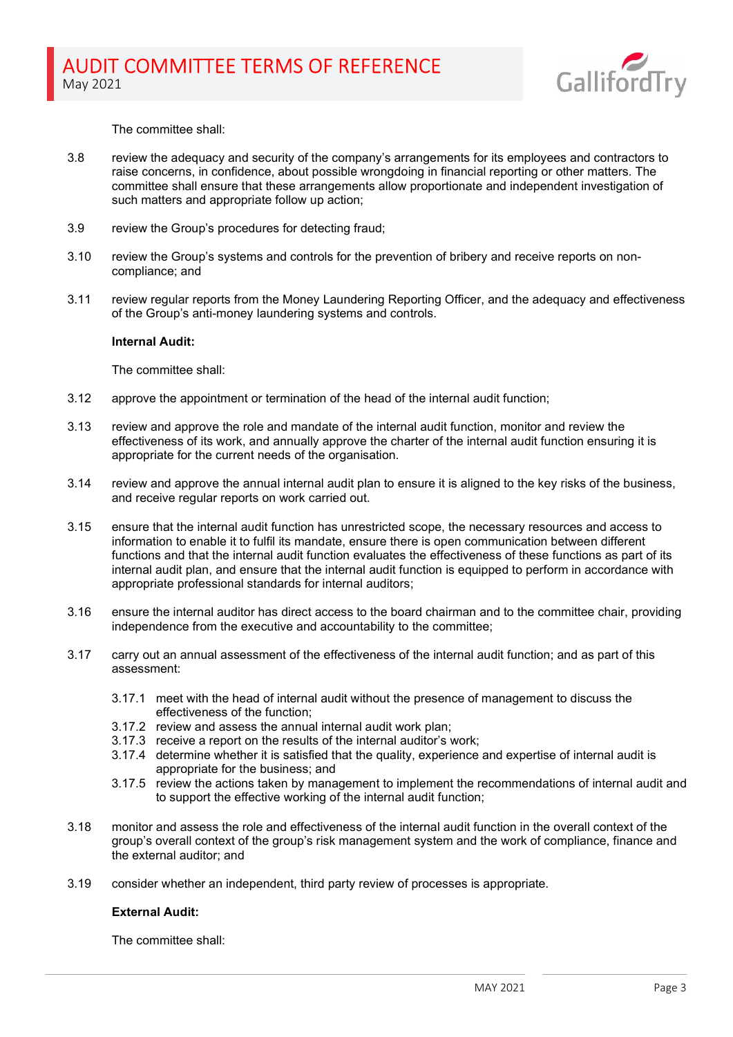The committee shall:

3.8 review the adequacy and security of the company's arrangements for its employees and contractors to raise concerns, in confidence, about possible wrongdoing in financial reporting or other matters. The committee shall ensure that these arrangements allow proportionate and independent investigation of such matters and appropriate follow up action;

3.9 review the Group's procedures for detecting fraud;

3.10 review the Group's systems and controls for the prevention of bribery and receive reports on non-compliance; and

3.11 review regular reports from the Money Laundering Reporting Officer, and the adequacy and effectiveness of the Group's anti-money laundering systems and controls.

**Internal Audit:**

The committee shall:

3.12 approve the appointment or termination of the head of the internal audit function;

3.13 review and approve the role and mandate of the internal audit function, monitor and review the effectiveness of its work, and annually approve the charter of the internal audit function ensuring it is appropriate for the current needs of the organisation.

3.14 review and approve the annual internal audit plan to ensure it is aligned to the key risks of the business, and receive regular reports on work carried out.

3.15 ensure that the internal audit function has unrestricted scope, the necessary resources and access to information to enable it to fulfil its mandate, ensure there is open communication between different functions and that the internal audit function evaluates the effectiveness of these functions as part of its internal audit plan, and ensure that the internal audit function is equipped to perform in accordance with appropriate professional standards for internal auditors;

3.16 ensure the internal auditor has direct access to the board chairman and to the committee chair, providing independence from the executive and accountability to the committee;

3.17 carry out an annual assessment of the effectiveness of the internal audit function; and as part of this assessment:

- 3.17.1 meet with the head of internal audit without the presence of management to discuss the effectiveness of the function;
- 3.17.2 review and assess the annual internal audit work plan;
- 3.17.3 receive a report on the results of the internal auditor's work;
- 3.17.4 determine whether it is satisfied that the quality, experience and expertise of internal audit is appropriate for the business; and
- 3.17.5 review the actions taken by management to implement the recommendations of internal audit and to support the effective working of the internal audit function;

3.18 monitor and assess the role and effectiveness of the internal audit function in the overall context of the group's overall context of the group's risk management system and the work of compliance, finance and the external auditor; and

3.19 consider whether an independent, third party review of processes is appropriate.

**External Audit:**

The committee shall: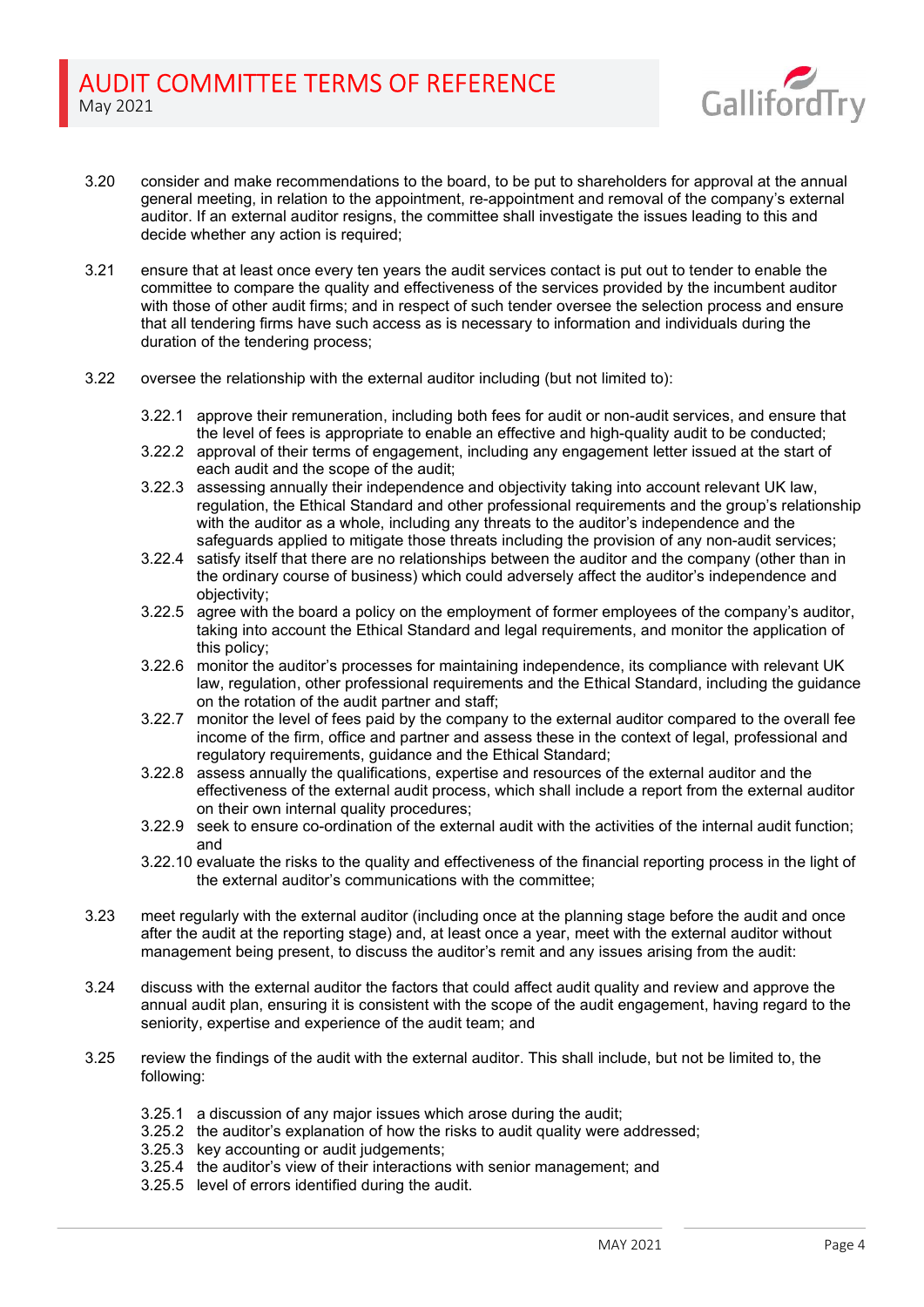3.20 consider and make recommendations to the board, to be put to shareholders for approval at the annual general meeting, in relation to the appointment, re-appointment and removal of the company's external auditor. If an external auditor resigns, the committee shall investigate the issues leading to this and decide whether any action is required;

3.21 ensure that at least once every ten years the audit services contact is put out to tender to enable the committee to compare the quality and effectiveness of the services provided by the incumbent auditor with those of other audit firms; and in respect of such tender oversee the selection process and ensure that all tendering firms have such access as is necessary to information and individuals during the duration of the tendering process;

3.22 oversee the relationship with the external auditor including (but not limited to):

- 3.22.1 approve their remuneration, including both fees for audit or non-audit services, and ensure that the level of fees is appropriate to enable an effective and high-quality audit to be conducted;
- 3.22.2 approval of their terms of engagement, including any engagement letter issued at the start of each audit and the scope of the audit;
- 3.22.3 assessing annually their independence and objectivity taking into account relevant UK law, regulation, the Ethical Standard and other professional requirements and the group's relationship with the auditor as a whole, including any threats to the auditor's independence and the safeguards applied to mitigate those threats including the provision of any non-audit services;
- 3.22.4 satisfy itself that there are no relationships between the auditor and the company (other than in the ordinary course of business) which could adversely affect the auditor's independence and objectivity;
- 3.22.5 agree with the board a policy on the employment of former employees of the company's auditor, taking into account the Ethical Standard and legal requirements, and monitor the application of this policy;
- 3.22.6 monitor the auditor's processes for maintaining independence, its compliance with relevant UK law, regulation, other professional requirements and the Ethical Standard, including the guidance on the rotation of the audit partner and staff;
- 3.22.7 monitor the level of fees paid by the company to the external auditor compared to the overall fee income of the firm, office and partner and assess these in the context of legal, professional and regulatory requirements, guidance and the Ethical Standard;
- 3.22.8 assess annually the qualifications, expertise and resources of the external auditor and the effectiveness of the external audit process, which shall include a report from the external auditor on their own internal quality procedures;
- 3.22.9 seek to ensure co-ordination of the external audit with the activities of the internal audit function; and
- 3.22.10 evaluate the risks to the quality and effectiveness of the financial reporting process in the light of the external auditor's communications with the committee;

3.23 meet regularly with the external auditor (including once at the planning stage before the audit and once after the audit at the reporting stage) and, at least once a year, meet with the external auditor without management being present, to discuss the auditor's remit and any issues arising from the audit:

3.24 discuss with the external auditor the factors that could affect audit quality and review and approve the annual audit plan, ensuring it is consistent with the scope of the audit engagement, having regard to the seniority, expertise and experience of the audit team; and

3.25 review the findings of the audit with the external auditor. This shall include, but not be limited to, the following:

- 3.25.1 a discussion of any major issues which arose during the audit;
- 3.25.2 the auditor's explanation of how the risks to audit quality were addressed;
- 3.25.3 key accounting or audit judgements;
- 3.25.4 the auditor's view of their interactions with senior management; and
- 3.25.5 level of errors identified during the audit.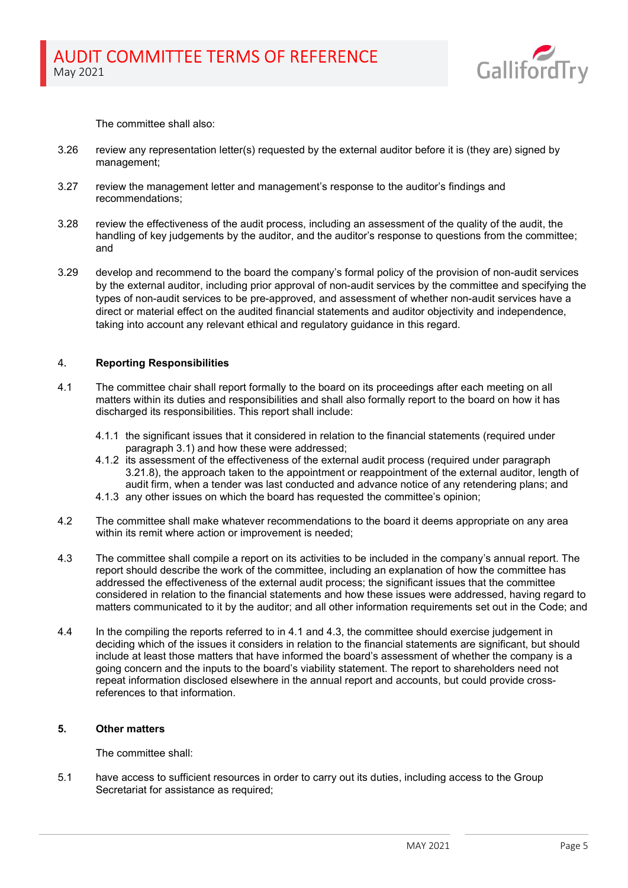The committee shall also:

3.26 review any representation letter(s) requested by the external auditor before it is (they are) signed by management;

3.27 review the management letter and management's response to the auditor's findings and recommendations;

3.28 review the effectiveness of the audit process, including an assessment of the quality of the audit, the handling of key judgements by the auditor, and the auditor's response to questions from the committee; and

3.29 develop and recommend to the board the company's formal policy of the provision of non-audit services by the external auditor, including prior approval of non-audit services by the committee and specifying the types of non-audit services to be pre-approved, and assessment of whether non-audit services have a direct or material effect on the audited financial statements and auditor objectivity and independence, taking into account any relevant ethical and regulatory guidance in this regard.

## 4. Reporting Responsibilities

4.1 The committee chair shall report formally to the board on its proceedings after each meeting on all matters within its duties and responsibilities and shall also formally report to the board on how it has discharged its responsibilities. This report shall include:

- 4.1.1 the significant issues that it considered in relation to the financial statements (required under paragraph 3.1) and how these were addressed;
- 4.1.2 its assessment of the effectiveness of the external audit process (required under paragraph 3.21.8), the approach taken to the appointment or reappointment of the external auditor, length of audit firm, when a tender was last conducted and advance notice of any retendering plans; and
- 4.1.3 any other issues on which the board has requested the committee's opinion;

4.2 The committee shall make whatever recommendations to the board it deems appropriate on any area within its remit where action or improvement is needed;

4.3 The committee shall compile a report on its activities to be included in the company's annual report. The report should describe the work of the committee, including an explanation of how the committee has addressed the effectiveness of the external audit process; the significant issues that the committee considered in relation to the financial statements and how these issues were addressed, having regard to matters communicated to it by the auditor; and all other information requirements set out in the Code; and

4.4 In the compiling the reports referred to in 4.1 and 4.3, the committee should exercise judgement in deciding which of the issues it considers in relation to the financial statements are significant, but should include at least those matters that have informed the board's assessment of whether the company is a going concern and the inputs to the board's viability statement. The report to shareholders need not repeat information disclosed elsewhere in the annual report and accounts, but could provide cross-references to that information.

## 5. Other matters

The committee shall:

5.1 have access to sufficient resources in order to carry out its duties, including access to the Group Secretariat for assistance as required;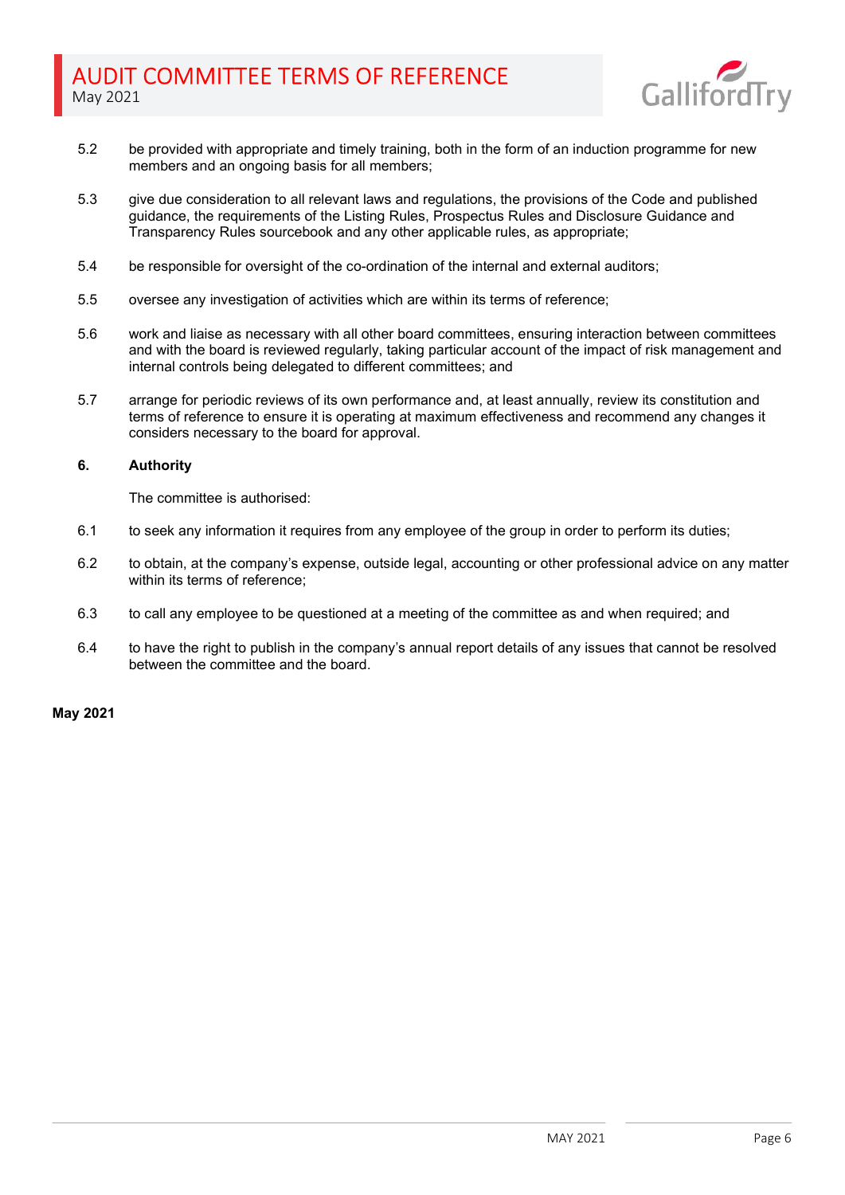5.2 be provided with appropriate and timely training, both in the form of an induction programme for new members and an ongoing basis for all members;

5.3 give due consideration to all relevant laws and regulations, the provisions of the Code and published guidance, the requirements of the Listing Rules, Prospectus Rules and Disclosure Guidance and Transparency Rules sourcebook and any other applicable rules, as appropriate;

5.4 be responsible for oversight of the co-ordination of the internal and external auditors;

5.5 oversee any investigation of activities which are within its terms of reference;

5.6 work and liaise as necessary with all other board committees, ensuring interaction between committees and with the board is reviewed regularly, taking particular account of the impact of risk management and internal controls being delegated to different committees; and

5.7 arrange for periodic reviews of its own performance and, at least annually, review its constitution and terms of reference to ensure it is operating at maximum effectiveness and recommend any changes it considers necessary to the board for approval.

## 6. Authority

The committee is authorised:

6.1 to seek any information it requires from any employee of the group in order to perform its duties;

6.2 to obtain, at the company's expense, outside legal, accounting or other professional advice on any matter within its terms of reference;

6.3 to call any employee to be questioned at a meeting of the committee as and when required; and

6.4 to have the right to publish in the company's annual report details of any issues that cannot be resolved between the committee and the board.

**May 2021**